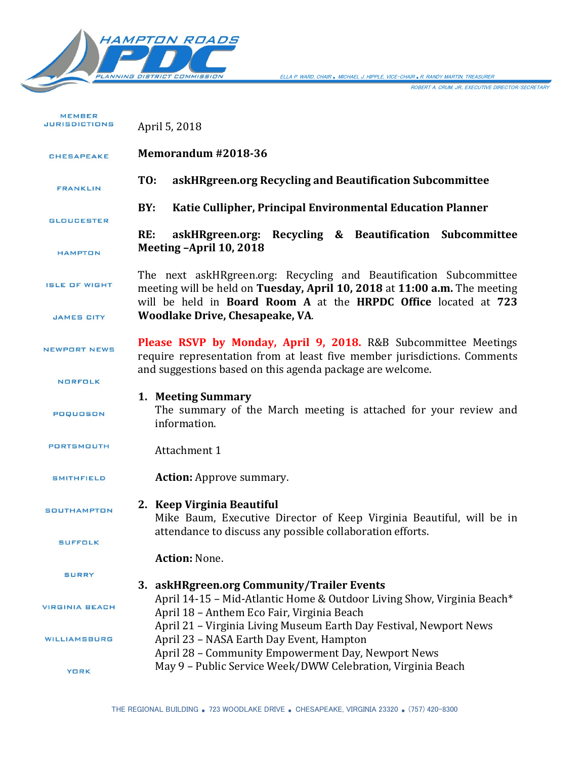HAMPTON ROADS PDC
PLANNING DISTRICT COMMISSION

ELLA P. WARD, CHAIR • MICHAEL J. HIPPLE, VICE-CHAIR • R. RANDY MARTIN, TREASURER
ROBERT A. CRUM, JR., EXECUTIVE DIRECTOR/SECRETARY

MEMBER JURISDICTIONS

CHESAPEAKE
FRANKLIN
GLOUCESTER
HAMPTON
ISLE OF WIGHT
JAMES CITY
NEWPORT NEWS
NORFOLK
POQUOSON
PORTSMOUTH
SMITHFIELD
SOUTHAMPTON
SUFFOLK
SURRY
VIRGINIA BEACH
WILLIAMSBURG
YORK

April 5, 2018

**Memorandum #2018-36**

**TO: askHRgreen.org Recycling and Beautification Subcommittee**

**BY: Katie Cullipher, Principal Environmental Education Planner**

**RE: askHRgreen.org: Recycling & Beautification Subcommittee Meeting –April 10, 2018**

The next askHRgreen.org: Recycling and Beautification Subcommittee meeting will be held on **Tuesday, April 10, 2018** at **11:00 a.m.** The meeting will be held in **Board Room A** at the **HRPDC Office** located at **723 Woodlake Drive, Chesapeake, VA**.

**Please RSVP by Monday, April 9, 2018.** R&B Subcommittee Meetings require representation from at least five member jurisdictions. Comments and suggestions based on this agenda package are welcome.

1. **Meeting Summary**
   The summary of the March meeting is attached for your review and information.

   Attachment 1

   **Action:** Approve summary.

2. **Keep Virginia Beautiful**
   Mike Baum, Executive Director of Keep Virginia Beautiful, will be in attendance to discuss any possible collaboration efforts.

   **Action:** None.

3. **askHRgreen.org Community/Trailer Events**
   April 14-15 – Mid-Atlantic Home & Outdoor Living Show, Virginia Beach*
   April 18 – Anthem Eco Fair, Virginia Beach
   April 21 – Virginia Living Museum Earth Day Festival, Newport News
   April 23 – NASA Earth Day Event, Hampton
   April 28 – Community Empowerment Day, Newport News
   May 9 – Public Service Week/DWW Celebration, Virginia Beach

THE REGIONAL BUILDING • 723 WOODLAKE DRIVE • CHESAPEAKE, VIRGINIA 23320 • (757) 420-8300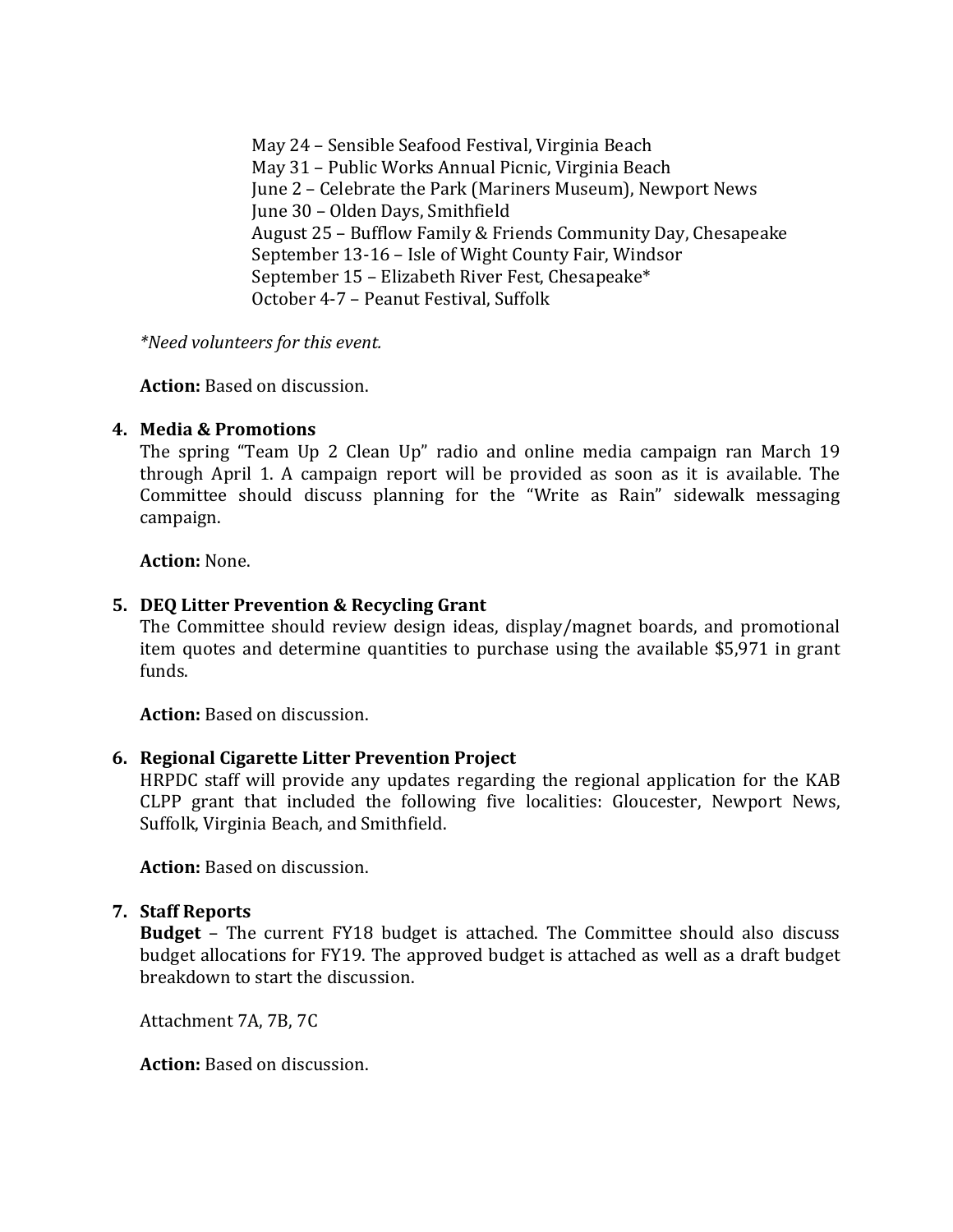May 24 – Sensible Seafood Festival, Virginia Beach
May 31 – Public Works Annual Picnic, Virginia Beach
June 2 – Celebrate the Park (Mariners Museum), Newport News
June 30 – Olden Days, Smithfield
August 25 – Bufflow Family & Friends Community Day, Chesapeake
September 13-16 – Isle of Wight County Fair, Windsor
September 15 – Elizabeth River Fest, Chesapeake*
October 4-7 – Peanut Festival, Suffolk

*\*Need volunteers for this event.*

**Action:** Based on discussion.

4. **Media & Promotions**

The spring "Team Up 2 Clean Up" radio and online media campaign ran March 19 through April 1. A campaign report will be provided as soon as it is available. The Committee should discuss planning for the "Write as Rain" sidewalk messaging campaign.

**Action:** None.

5. **DEQ Litter Prevention & Recycling Grant**

The Committee should review design ideas, display/magnet boards, and promotional item quotes and determine quantities to purchase using the available $5,971 in grant funds.

**Action:** Based on discussion.

6. **Regional Cigarette Litter Prevention Project**

HRPDC staff will provide any updates regarding the regional application for the KAB CLPP grant that included the following five localities: Gloucester, Newport News, Suffolk, Virginia Beach, and Smithfield.

**Action:** Based on discussion.

7. **Staff Reports**

**Budget** – The current FY18 budget is attached. The Committee should also discuss budget allocations for FY19. The approved budget is attached as well as a draft budget breakdown to start the discussion.

Attachment 7A, 7B, 7C

**Action:** Based on discussion.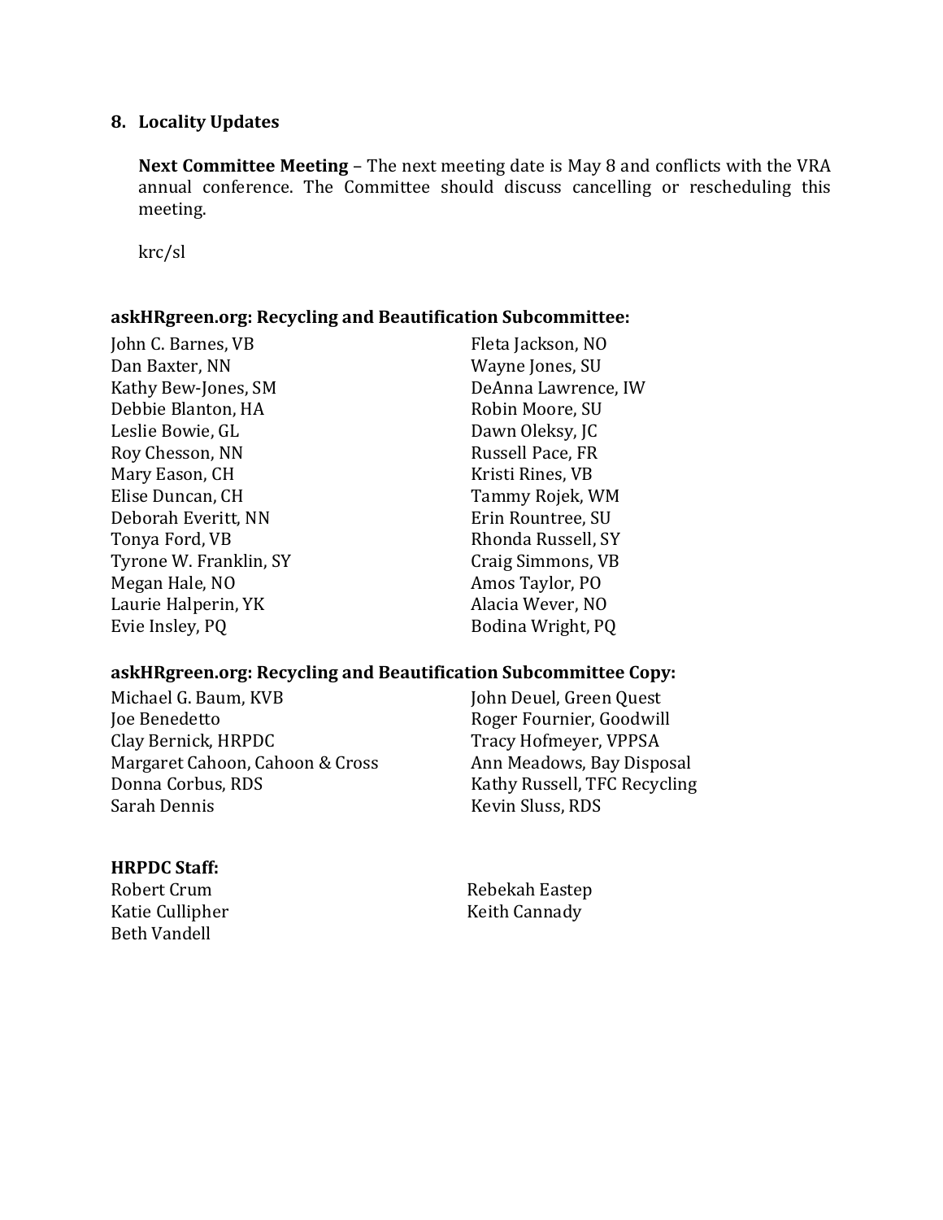## 8. Locality Updates

**Next Committee Meeting** – The next meeting date is May 8 and conflicts with the VRA annual conference. The Committee should discuss cancelling or rescheduling this meeting.

krc/sl

**askHRgreen.org: Recycling and Beautification Subcommittee:**

John C. Barnes, VB
Dan Baxter, NN
Kathy Bew-Jones, SM
Debbie Blanton, HA
Leslie Bowie, GL
Roy Chesson, NN
Mary Eason, CH
Elise Duncan, CH
Deborah Everitt, NN
Tonya Ford, VB
Tyrone W. Franklin, SY
Megan Hale, NO
Laurie Halperin, YK
Evie Insley, PQ
Fleta Jackson, NO
Wayne Jones, SU
DeAnna Lawrence, IW
Robin Moore, SU
Dawn Oleksy, JC
Russell Pace, FR
Kristi Rines, VB
Tammy Rojek, WM
Erin Rountree, SU
Rhonda Russell, SY
Craig Simmons, VB
Amos Taylor, PO
Alacia Wever, NO
Bodina Wright, PQ

**askHRgreen.org: Recycling and Beautification Subcommittee Copy:**

Michael G. Baum, KVB
Joe Benedetto
Clay Bernick, HRPDC
Margaret Cahoon, Cahoon & Cross
Donna Corbus, RDS
Sarah Dennis
John Deuel, Green Quest
Roger Fournier, Goodwill
Tracy Hofmeyer, VPPSA
Ann Meadows, Bay Disposal
Kathy Russell, TFC Recycling
Kevin Sluss, RDS

**HRPDC Staff:**

Robert Crum
Katie Cullipher
Beth Vandell
Rebekah Eastep
Keith Cannady